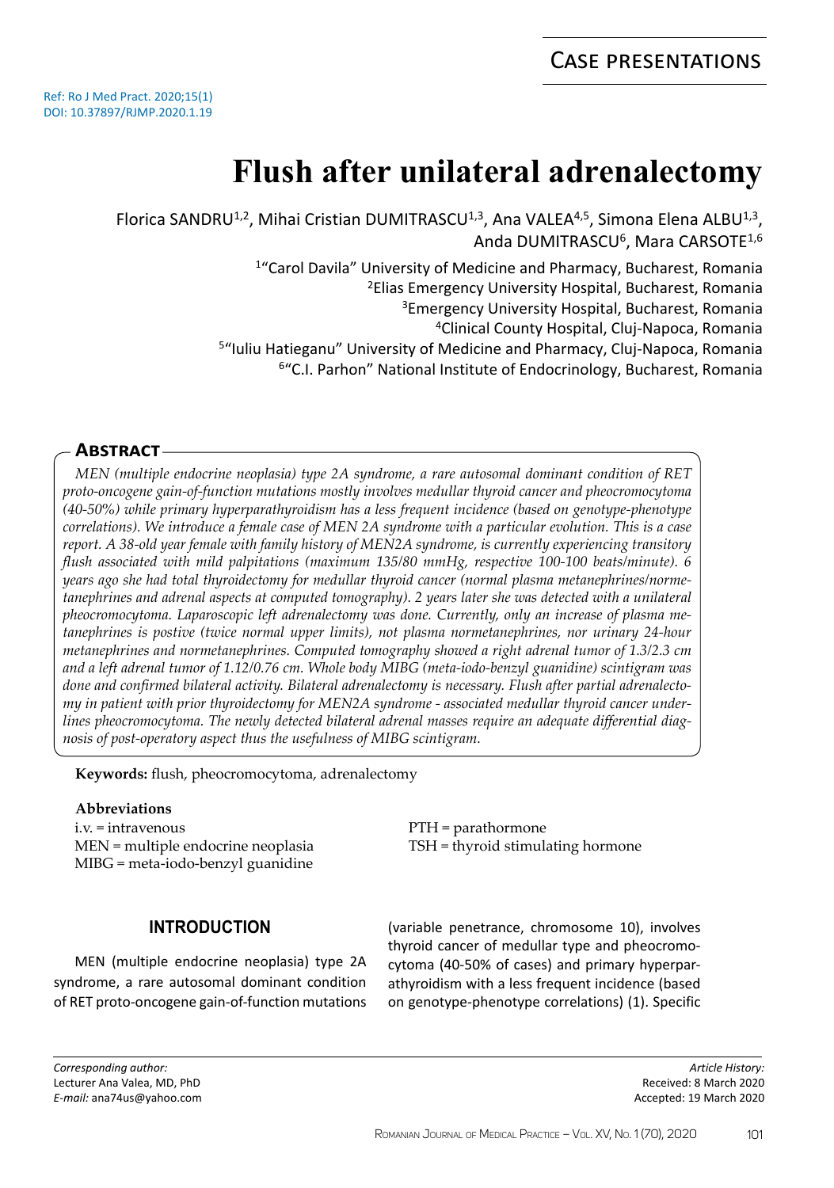# Case presentations

Ref: Ro J Med Pract. 2020;15(1)
DOI: 10.37897/RJMP.2020.1.19

# Flush after unilateral adrenalectomy

Florica SANDRU[1,2], Mihai Cristian DUMITRASCU[1,3], Ana VALEA[4,5], Simona Elena ALBU[1,3], Anda DUMITRASCU[6], Mara CARSOTE[1,6]

[1]"Carol Davila" University of Medicine and Pharmacy, Bucharest, Romania
[2]Elias Emergency University Hospital, Bucharest, Romania
[3]Emergency University Hospital, Bucharest, Romania
[4]Clinical County Hospital, Cluj-Napoca, Romania
[5]"Iuliu Hatieganu" University of Medicine and Pharmacy, Cluj-Napoca, Romania
[6]"C.I. Parhon" National Institute of Endocrinology, Bucharest, Romania

## Abstract

*MEN (multiple endocrine neoplasia) type 2A syndrome, a rare autosomal dominant condition of RET proto-oncogene gain-of-function mutations mostly involves medullar thyroid cancer and pheocromocytoma (40-50%) while primary hyperparathyroidism has a less frequent incidence (based on genotype-phenotype correlations). We introduce a female case of MEN 2A syndrome with a particular evolution. This is a case report. A 38-old year female with family history of MEN2A syndrome, is currently experiencing transitory flush associated with mild palpitations (maximum 135/80 mmHg, respective 100-100 beats/minute). 6 years ago she had total thyroidectomy for medullar thyroid cancer (normal plasma metanephrines/normetanephrines and adrenal aspects at computed tomography). 2 years later she was detected with a unilateral pheocromocytoma. Laparoscopic left adrenalectomy was done. Currently, only an increase of plasma metanephrines is postive (twice normal upper limits), not plasma normetanephrines, nor urinary 24-hour metanephrines and normetanephrines. Computed tomography showed a right adrenal tumor of 1.3/2.3 cm and a left adrenal tumor of 1.12/0.76 cm. Whole body MIBG (meta-iodo-benzyl guanidine) scintigram was done and confirmed bilateral activity. Bilateral adrenalectomy is necessary. Flush after partial adrenalectomy in patient with prior thyroidectomy for MEN2A syndrome - associated medullar thyroid cancer underlines pheocromocytoma. The newly detected bilateral adrenal masses require an adequate differential diagnosis of post-operatory aspect thus the usefulness of MIBG scintigram.*

**Keywords:** flush, pheocromocytoma, adrenalectomy

**Abbreviations**

i.v. = intravenous
MEN = multiple endocrine neoplasia
MIBG = meta-iodo-benzyl guanidine
PTH = parathormone
TSH = thyroid stimulating hormone

## INTRODUCTION

MEN (multiple endocrine neoplasia) type 2A syndrome, a rare autosomal dominant condition of RET proto-oncogene gain-of-function mutations (variable penetrance, chromosome 10), involves thyroid cancer of medullar type and pheocromocytoma (40-50% of cases) and primary hyperparathyroidism with a less frequent incidence (based on genotype-phenotype correlations) (1). Specific

*Corresponding author:*
Lecturer Ana Valea, MD, PhD
*E-mail:* ana74us@yahoo.com

*Article History:*
Received: 8 March 2020
Accepted: 19 March 2020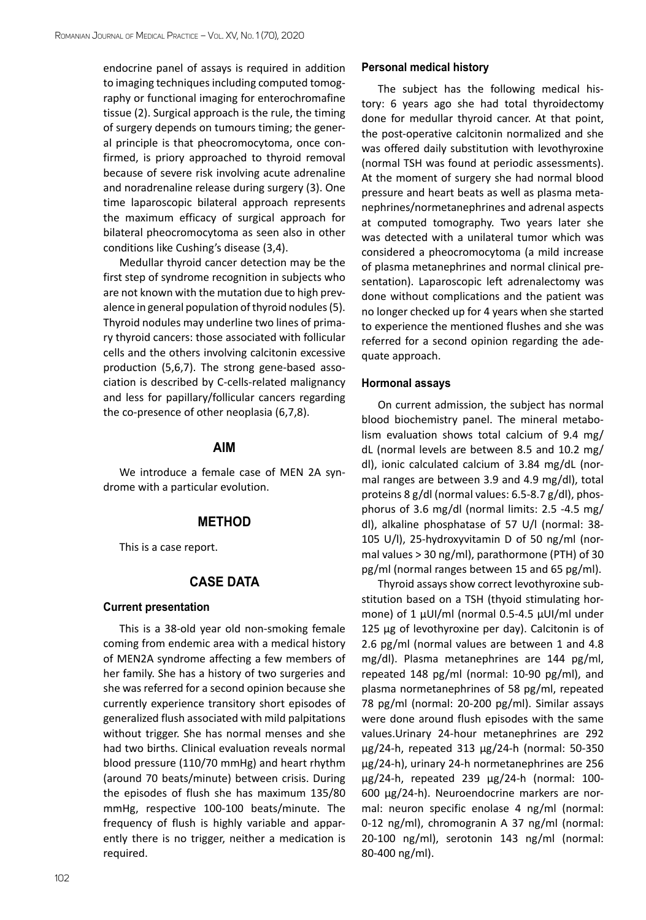endocrine panel of assays is required in addition to imaging techniques including computed tomography or functional imaging for enterochromafine tissue (2). Surgical approach is the rule, the timing of surgery depends on tumours timing; the general principle is that pheocromocytoma, once confirmed, is priory approached to thyroid removal because of severe risk involving acute adrenaline and noradrenaline release during surgery (3). One time laparoscopic bilateral approach represents the maximum efficacy of surgical approach for bilateral pheocromocytoma as seen also in other conditions like Cushing's disease (3,4).

Medullar thyroid cancer detection may be the first step of syndrome recognition in subjects who are not known with the mutation due to high prevalence in general population of thyroid nodules (5). Thyroid nodules may underline two lines of primary thyroid cancers: those associated with follicular cells and the others involving calcitonin excessive production (5,6,7). The strong gene-based association is described by C-cells-related malignancy and less for papillary/follicular cancers regarding the co-presence of other neoplasia (6,7,8).

## AIM

We introduce a female case of MEN 2A syndrome with a particular evolution.

## METHOD

This is a case report.

## CASE DATA

### Current presentation

This is a 38-old year old non-smoking female coming from endemic area with a medical history of MEN2A syndrome affecting a few members of her family. She has a history of two surgeries and she was referred for a second opinion because she currently experience transitory short episodes of generalized flush associated with mild palpitations without trigger. She has normal menses and she had two births. Clinical evaluation reveals normal blood pressure (110/70 mmHg) and heart rhythm (around 70 beats/minute) between crisis. During the episodes of flush she has maximum 135/80 mmHg, respective 100-100 beats/minute. The frequency of flush is highly variable and apparently there is no trigger, neither a medication is required.

### Personal medical history

The subject has the following medical history: 6 years ago she had total thyroidectomy done for medullar thyroid cancer. At that point, the post-operative calcitonin normalized and she was offered daily substitution with levothyroxine (normal TSH was found at periodic assessments). At the moment of surgery she had normal blood pressure and heart beats as well as plasma metanephrines/normetanephrines and adrenal aspects at computed tomography. Two years later she was detected with a unilateral tumor which was considered a pheocromocytoma (a mild increase of plasma metanephrines and normal clinical presentation). Laparoscopic left adrenalectomy was done without complications and the patient was no longer checked up for 4 years when she started to experience the mentioned flushes and she was referred for a second opinion regarding the adequate approach.

### Hormonal assays

On current admission, the subject has normal blood biochemistry panel. The mineral metabolism evaluation shows total calcium of 9.4 mg/dL (normal levels are between 8.5 and 10.2 mg/dl), ionic calculated calcium of 3.84 mg/dL (normal ranges are between 3.9 and 4.9 mg/dl), total proteins 8 g/dl (normal values: 6.5-8.7 g/dl), phosphorus of 3.6 mg/dl (normal limits: 2.5 -4.5 mg/dl), alkaline phosphatase of 57 U/l (normal: 38-105 U/l), 25-hydroxyvitamin D of 50 ng/ml (normal values > 30 ng/ml), parathormone (PTH) of 30 pg/ml (normal ranges between 15 and 65 pg/ml).

Thyroid assays show correct levothyroxine substitution based on a TSH (thyoid stimulating hormone) of 1 µUI/ml (normal 0.5-4.5 µUI/ml under 125 µg of levothyroxine per day). Calcitonin is of 2.6 pg/ml (normal values are between 1 and 4.8 mg/dl). Plasma metanephrines are 144 pg/ml, repeated 148 pg/ml (normal: 10-90 pg/ml), and plasma normetanephrines of 58 pg/ml, repeated 78 pg/ml (normal: 20-200 pg/ml). Similar assays were done around flush episodes with the same values.Urinary 24-hour metanephrines are 292 µg/24-h, repeated 313 µg/24-h (normal: 50-350 µg/24-h), urinary 24-h normetanephrines are 256 µg/24-h, repeated 239 µg/24-h (normal: 100-600 µg/24-h). Neuroendocrine markers are normal: neuron specific enolase 4 ng/ml (normal: 0-12 ng/ml), chromogranin A 37 ng/ml (normal: 20-100 ng/ml), serotonin 143 ng/ml (normal: 80-400 ng/ml).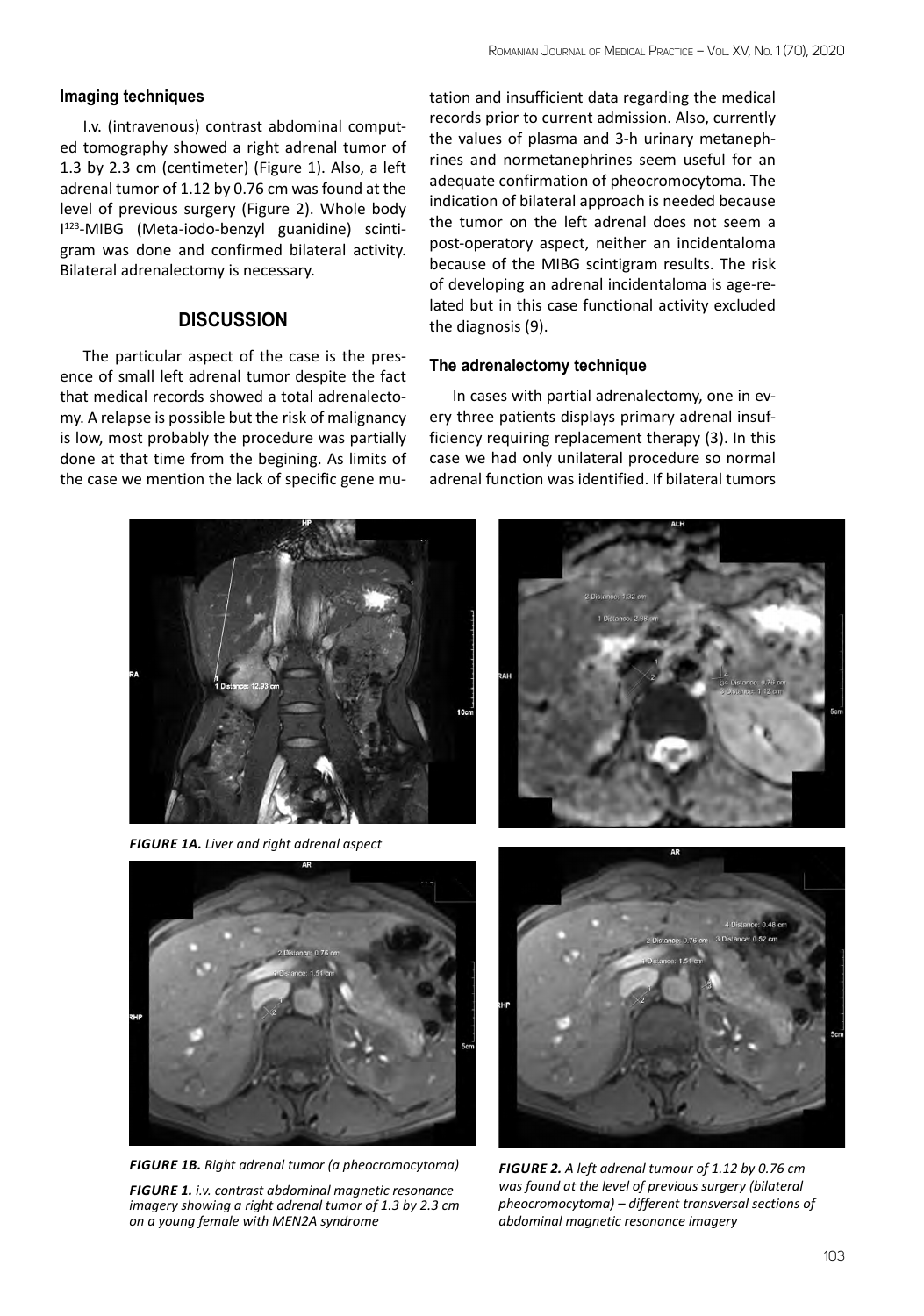### Imaging techniques

I.v. (intravenous) contrast abdominal computed tomography showed a right adrenal tumor of 1.3 by 2.3 cm (centimeter) (Figure 1). Also, a left adrenal tumor of 1.12 by 0.76 cm was found at the level of previous surgery (Figure 2). Whole body $I^{123}$-MIBG (Meta-iodo-benzyl guanidine) scintigram was done and confirmed bilateral activity. Bilateral adrenalectomy is necessary.

## DISCUSSION

The particular aspect of the case is the presence of small left adrenal tumor despite the fact that medical records showed a total adrenalectomy. A relapse is possible but the risk of malignancy is low, most probably the procedure was partially done at that time from the begining. As limits of the case we mention the lack of specific gene mutation and insufficient data regarding the medical records prior to current admission. Also, currently the values of plasma and 3-h urinary metanephrines and normetanephrines seem useful for an adequate confirmation of pheocromocytoma. The indication of bilateral approach is needed because the tumor on the left adrenal does not seem a post-operatory aspect, neither an incidentaloma because of the MIBG scintigram results. The risk of developing an adrenal incidentaloma is age-related but in this case functional activity excluded the diagnosis (9).

### The adrenalectomy technique

In cases with partial adrenalectomy, one in every three patients displays primary adrenal insufficiency requiring replacement therapy (3). In this case we had only unilateral procedure so normal adrenal function was identified. If bilateral tumors

*FIGURE 1A. Liver and right adrenal aspect*

*FIGURE 1B. Right adrenal tumor (a pheocromocytoma)*

*FIGURE 1. i.v. contrast abdominal magnetic resonance imagery showing a right adrenal tumor of 1.3 by 2.3 cm on a young female with MEN2A syndrome*

*FIGURE 2. A left adrenal tumour of 1.12 by 0.76 cm was found at the level of previous surgery (bilateral pheocromocytoma) – different transversal sections of abdominal magnetic resonance imagery*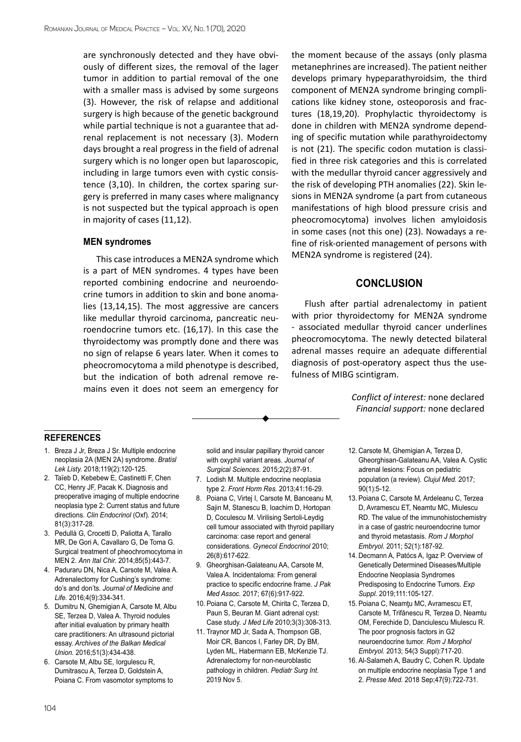are synchronously detected and they have obviously of different sizes, the removal of the lager tumor in addition to partial removal of the one with a smaller mass is advised by some surgeons (3). However, the risk of relapse and additional surgery is high because of the genetic background while partial technique is not a guarantee that adrenal replacement is not necessary (3). Modern days brought a real progress in the field of adrenal surgery which is no longer open but laparoscopic, including in large tumors even with cystic consistence (3,10). In children, the cortex sparing surgery is preferred in many cases where malignancy is not suspected but the typical approach is open in majority of cases (11,12).

### MEN syndromes

This case introduces a MEN2A syndrome which is a part of MEN syndromes. 4 types have been reported combining endocrine and neuroendocrine tumors in addition to skin and bone anomalies (13,14,15). The most aggressive are cancers like medullar thyroid carcinoma, pancreatic neuroendocrine tumors etc. (16,17). In this case the thyroidectomy was promptly done and there was no sign of relapse 6 years later. When it comes to pheocromocytoma a mild phenotype is described, but the indication of both adrenal remove remains even it does not seem an emergency for the moment because of the assays (only plasma metanephrines are increased). The patient neither develops primary hypeparathyroidsim, the third component of MEN2A syndrome bringing complications like kidney stone, osteoporosis and fractures (18,19,20). Prophylactic thyroidectomy is done in children with MEN2A syndrome depending of specific mutation while parathyroidectomy is not (21). The specific codon mutation is classified in three risk categories and this is correlated with the medullar thyroid cancer aggressively and the risk of developing PTH anomalies (22). Skin lesions in MEN2A syndrome (a part from cutaneous manifestations of high blood pressure crisis and pheocromocytoma) involves lichen amyloidosis in some cases (not this one) (23). Nowadays a refine of risk-oriented management of persons with MEN2A syndrome is registered (24).

## CONCLUSION

Flush after partial adrenalectomy in patient with prior thyroidectomy for MEN2A syndrome - associated medullar thyroid cancer underlines pheocromocytoma. The newly detected bilateral adrenal masses require an adequate differential diagnosis of post-operatory aspect thus the usefulness of MIBG scintigram.

*Conflict of interest:* none declared
*Financial support:* none declared

## REFERENCES

1. Breza J Jr, Breza J Sr. Multiple endocrine neoplasia 2A (MEN 2A) syndrome. *Bratisl Lek Listy.* 2018;119(2):120-125.
2. Taïeb D, Kebebew E, Castinetti F, Chen CC, Henry JF, Pacak K. Diagnosis and preoperative imaging of multiple endocrine neoplasia type 2: Current status and future directions. *Clin Endocrinol* (Oxf). 2014; 81(3):317-28.
3. Pedullà G, Crocetti D, Paliotta A, Tarallo MR, De Gori A, Cavallaro G, De Toma G. Surgical treatment of pheochromocytoma in MEN 2. *Ann Ital Chir.* 2014;85(5):443-7.
4. Paduraru DN, Nica A, Carsote M, Valea A. Adrenalectomy for Cushing's syndrome: do's and don'ts. *Journal of Medicine and Life.* 2016;4(9):334-341.
5. Dumitru N, Ghemigian A, Carsote M, Albu SE, Terzea D, Valea A. Thyroid nodules after initial evaluation by primary health care practitioners: An ultrasound pictorial essay. *Archives of the Balkan Medical Union.* 2016;51(3):434-438.
6. Carsote M, Albu SE, Iorgulescu R, Dumitrascu A, Terzea D, Goldstein A, Poiana C. From vasomotor symptoms to solid and insular papillary thyroid cancer with oxyphil variant areas. *Journal of Surgical Sciences.* 2015;2(2):87-91.
7. Lodish M. Multiple endocrine neoplasia type 2. *Front Horm Res.* 2013;41:16-29.
8. Poiana C, Virtej I, Carsote M, Banceanu M, Sajin M, Stanescu B, Ioachim D, Hortopan D, Coculescu M. Virilising Sertoli-Leydig cell tumour associated with thyroid papillary carcinoma: case report and general considerations. *Gynecol Endocrinol* 2010; 26(8):617-622.
9. Gheorghisan-Galateanu AA, Carsote M, Valea A. Incidentaloma: From general practice to specific endocrine frame. *J Pak Med Assoc.* 2017; 67(6):917-922.
10. Poiana C, Carsote M, Chirita C, Terzea D, Paun S, Beuran M. Giant adrenal cyst: Case study. *J Med Life* 2010;3(3):308-313.
11. Traynor MD jr, Sada A, Thompson GB, Moir CR, Bancos I, Farley DR, Dy BM, Lyden ML, Habermann EB, McKenzie TJ. Adrenalectomy for non-neuroblastic pathology in children. *Pediatr Surg Int.* 2019 Nov 5.
12. Carsote M, Ghemigian A, Terzea D, Gheorghisan-Galateanu AA, Valea A. Cystic adrenal lesions: Focus on pediatric population (a review). *Clujul Med.* 2017; 90(1):5-12.
13. Poiana C, Carsote M, Ardeleanu C, Terzea D, Avramescu ET, Neamtu MC, Miulescu RD. The value of the immunohistochemistry in a case of gastric neuroendocrine tumor and thyroid metastasis. *Rom J Morphol Embryol.* 2011; 52(1):187-92.
14. Decmann A, Patócs A, Igaz P. Overview of Genetically Determined Diseases/Multiple Endocrine Neoplasia Syndromes Predisposing to Endocrine Tumors. *Exp Suppl.* 2019;111:105-127.
15. Poiana C, Neamţu MC, Avramescu ET, Carsote M, Trifănescu R, Terzea D, Neamtu OM, Ferechide D, Danciulescu Miulescu R. The poor prognosis factors in G2 neuroendocrine tumor. *Rom J Morphol Embryol.* 2013; 54(3 Suppl):717-20.
16. Al-Salameh A, Baudry C, Cohen R. Update on multiple endocrine neoplasia Type 1 and 2. *Presse Med.* 2018 Sep;47(9):722-731.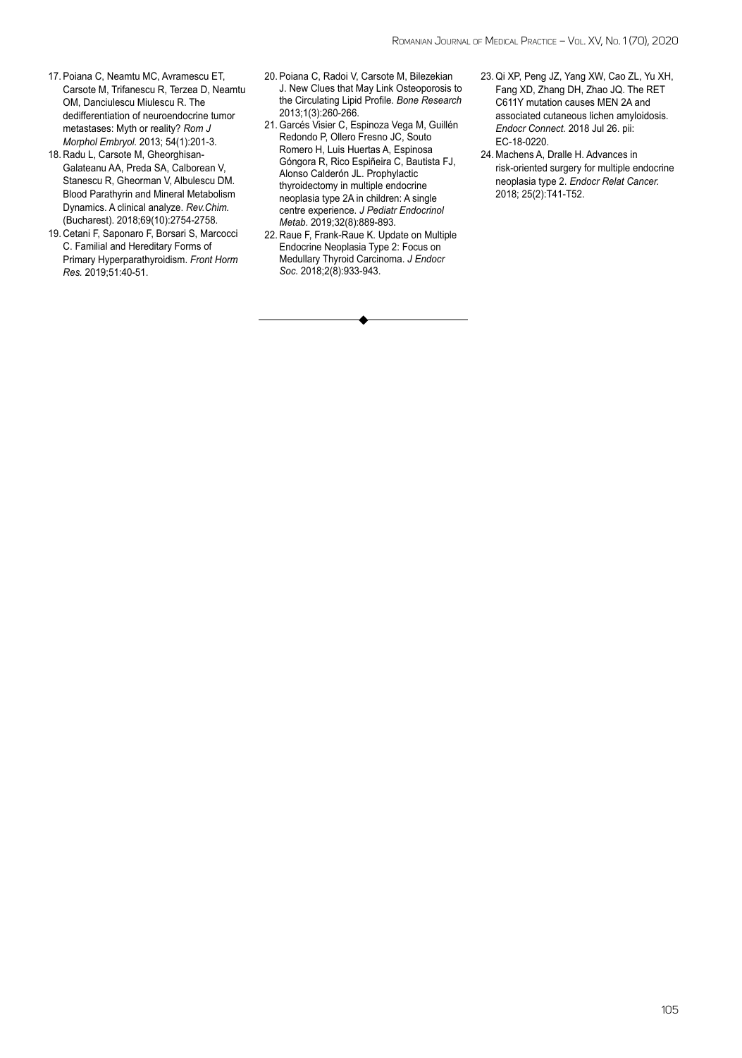17. Poiana C, Neamtu MC, Avramescu ET, Carsote M, Trifanescu R, Terzea D, Neamtu OM, Danciulescu Miulescu R. The dedifferentiation of neuroendocrine tumor metastases: Myth or reality? *Rom J Morphol Embryol.* 2013; 54(1):201-3.
18. Radu L, Carsote M, Gheorghisan-Galateanu AA, Preda SA, Calborean V, Stanescu R, Gheorman V, Albulescu DM. Blood Parathyrin and Mineral Metabolism Dynamics. A clinical analyze. *Rev.Chim.* (Bucharest). 2018;69(10):2754-2758.
19. Cetani F, Saponaro F, Borsari S, Marcocci C. Familial and Hereditary Forms of Primary Hyperparathyroidism. *Front Horm Res.* 2019;51:40-51.
20. Poiana C, Radoi V, Carsote M, Bilezekian J. New Clues that May Link Osteoporosis to the Circulating Lipid Profile. *Bone Research* 2013;1(3):260-266.
21. Garcés Visier C, Espinoza Vega M, Guillén Redondo P, Ollero Fresno JC, Souto Romero H, Luis Huertas A, Espinosa Góngora R, Rico Espiñeira C, Bautista FJ, Alonso Calderón JL. Prophylactic thyroidectomy in multiple endocrine neoplasia type 2A in children: A single centre experience. *J Pediatr Endocrinol Metab.* 2019;32(8):889-893.
22. Raue F, Frank-Raue K. Update on Multiple Endocrine Neoplasia Type 2: Focus on Medullary Thyroid Carcinoma. *J Endocr Soc.* 2018;2(8):933-943.
23. Qi XP, Peng JZ, Yang XW, Cao ZL, Yu XH, Fang XD, Zhang DH, Zhao JQ. The RET C611Y mutation causes MEN 2A and associated cutaneous lichen amyloidosis. *Endocr Connect.* 2018 Jul 26. pii: EC-18-0220.
24. Machens A, Dralle H. Advances in risk-oriented surgery for multiple endocrine neoplasia type 2. *Endocr Relat Cancer.* 2018; 25(2):T41-T52.